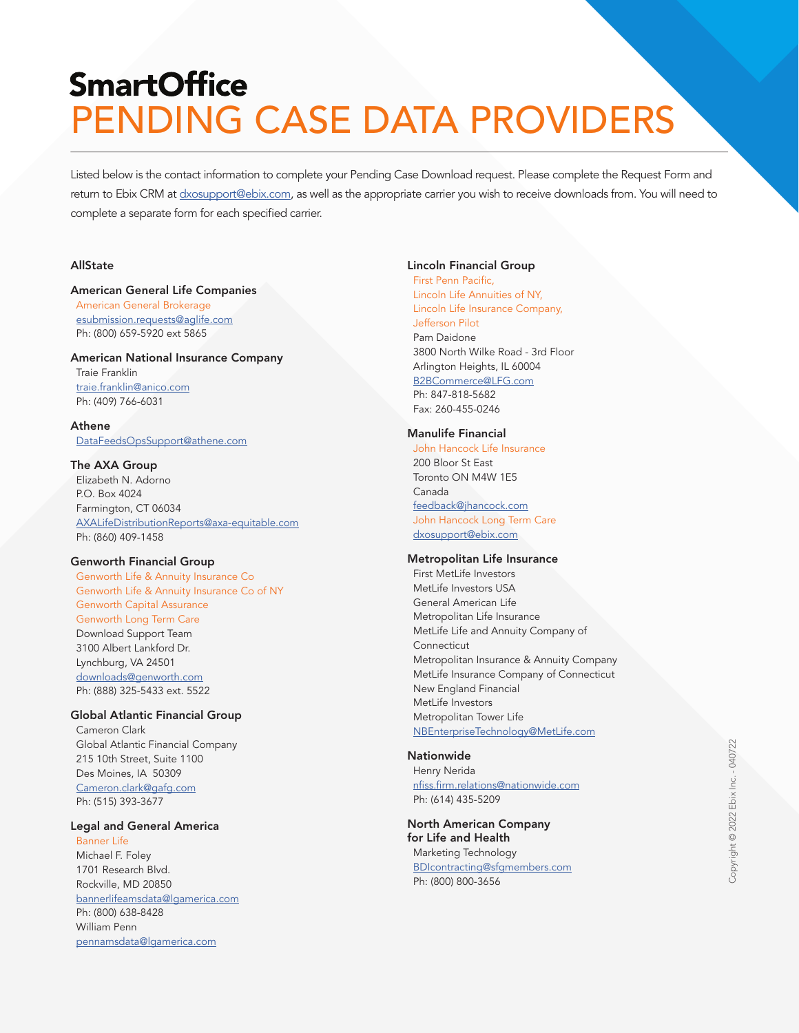# SmartOffice
# PENDING CASE DATA PROVIDERS

Listed below is the contact information to complete your Pending Case Download request. Please complete the Request Form and return to Ebix CRM at dxosupport@ebix.com, as well as the appropriate carrier you wish to receive downloads from. You will need to complete a separate form for each specified carrier.

### AllState

### American General Life Companies

American General Brokerage
esubmission.requests@aglife.com
Ph: (800) 659-5920 ext 5865

### American National Insurance Company

Traie Franklin
traie.franklin@anico.com
Ph: (409) 766-6031

### Athene

DataFeedsOpsSupport@athene.com

### The AXA Group

Elizabeth N. Adorno
P.O. Box 4024
Farmington, CT 06034
AXALifeDistributionReports@axa-equitable.com
Ph: (860) 409-1458

### Genworth Financial Group

Genworth Life & Annuity Insurance Co
Genworth Life & Annuity Insurance Co of NY
Genworth Capital Assurance
Genworth Long Term Care
Download Support Team
3100 Albert Lankford Dr.
Lynchburg, VA 24501
downloads@genworth.com
Ph: (888) 325-5433 ext. 5522

### Global Atlantic Financial Group

Cameron Clark
Global Atlantic Financial Company
215 10th Street, Suite 1100
Des Moines, IA 50309
Cameron.clark@gafg.com
Ph: (515) 393-3677

### Legal and General America

Banner Life
Michael F. Foley
1701 Research Blvd.
Rockville, MD 20850
bannerlifeamsdata@lgamerica.com
Ph: (800) 638-8428
William Penn
pennamsdata@lgamerica.com

### Lincoln Financial Group

First Penn Pacific,
Lincoln Life Annuities of NY,
Lincoln Life Insurance Company,
Jefferson Pilot
Pam Daidone
3800 North Wilke Road - 3rd Floor
Arlington Heights, IL 60004
B2BCommerce@LFG.com
Ph: 847-818-5682
Fax: 260-455-0246

### Manulife Financial

John Hancock Life Insurance
200 Bloor St East
Toronto ON M4W 1E5
Canada
feedback@jhancock.com
John Hancock Long Term Care
dxosupport@ebix.com

### Metropolitan Life Insurance

First MetLife Investors
MetLife Investors USA
General American Life
Metropolitan Life Insurance
MetLife Life and Annuity Company of Connecticut
Metropolitan Insurance & Annuity Company
MetLife Insurance Company of Connecticut
New England Financial
MetLife Investors
Metropolitan Tower Life
NBEnterpriseTechnology@MetLife.com

### Nationwide

Henry Nerida
nfiss.firm.relations@nationwide.com
Ph: (614) 435-5209

### North American Company for Life and Health

Marketing Technology
BDIcontracting@sfgmembers.com
Ph: (800) 800-3656

Copyright © 2022 Ebix Inc. - 040722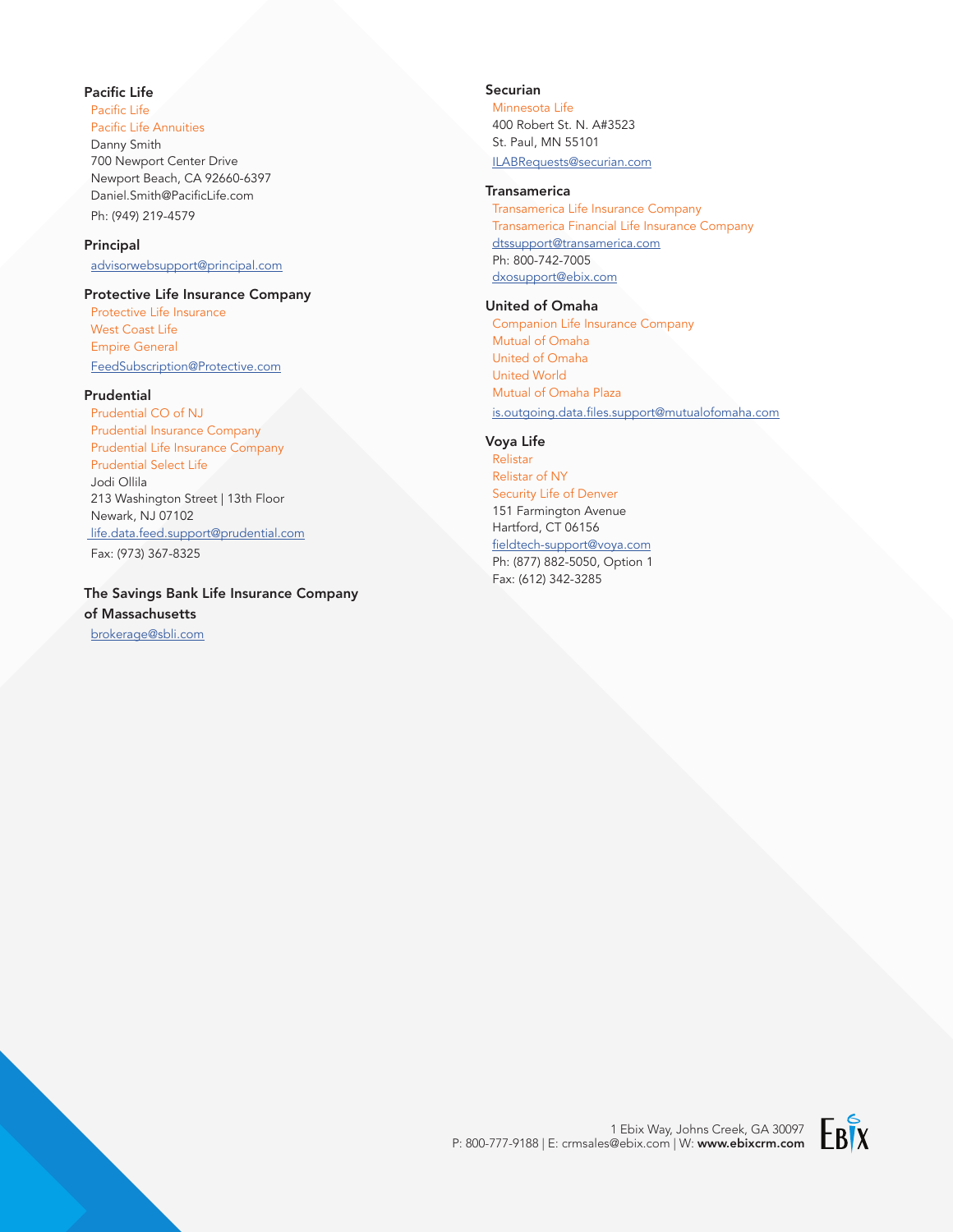### Pacific Life

Pacific Life
Pacific Life Annuities
Danny Smith
700 Newport Center Drive
Newport Beach, CA 92660-6397
Daniel.Smith@PacificLife.com
Ph: (949) 219-4579

### Principal

advisorwebsupport@principal.com

### Protective Life Insurance Company

Protective Life Insurance
West Coast Life
Empire General
FeedSubscription@Protective.com

### Prudential

Prudential CO of NJ
Prudential Insurance Company
Prudential Life Insurance Company
Prudential Select Life
Jodi Ollila
213 Washington Street | 13th Floor
Newark, NJ 07102
life.data.feed.support@prudential.com
Fax: (973) 367-8325

### The Savings Bank Life Insurance Company of Massachusetts

brokerage@sbli.com

### Securian

Minnesota Life
400 Robert St. N. A#3523
St. Paul, MN 55101
ILABRequests@securian.com

### Transamerica

Transamerica Life Insurance Company
Transamerica Financial Life Insurance Company
dtssupport@transamerica.com
Ph: 800-742-7005
dxosupport@ebix.com

### United of Omaha

Companion Life Insurance Company
Mutual of Omaha
United of Omaha
United World
Mutual of Omaha Plaza
is.outgoing.data.files.support@mutualofomaha.com

### Voya Life

Relistar
Relistar of NY
Security Life of Denver
151 Farmington Avenue
Hartford, CT 06156
fieldtech-support@voya.com
Ph: (877) 882-5050, Option 1
Fax: (612) 342-3285

1 Ebix Way, Johns Creek, GA 30097
P: 800-777-9188 | E: crmsales@ebix.com | W: **www.ebixcrm.com**